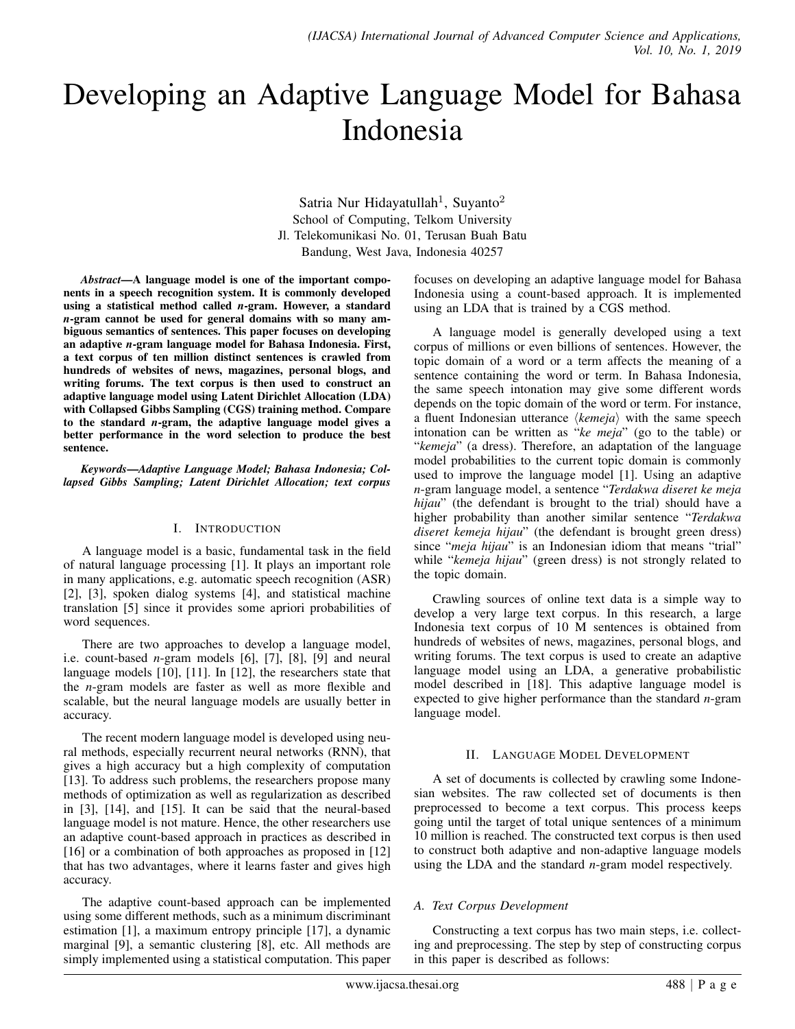# Developing an Adaptive Language Model for Bahasa Indonesia

Satria Nur Hidayatullah[1], Suyanto[2]
School of Computing, Telkom University
Jl. Telekomunikasi No. 01, Terusan Buah Batu
Bandung, West Java, Indonesia 40257

***Abstract*—A language model is one of the important components in a speech recognition system. It is commonly developed using a statistical method called *n*-gram. However, a standard *n*-gram cannot be used for general domains with so many ambiguous semantics of sentences. This paper focuses on developing an adaptive *n*-gram language model for Bahasa Indonesia. First, a text corpus of ten million distinct sentences is crawled from hundreds of websites of news, magazines, personal blogs, and writing forums. The text corpus is then used to construct an adaptive language model using Latent Dirichlet Allocation (LDA) with Collapsed Gibbs Sampling (CGS) training method. Compare to the standard *n*-gram, the adaptive language model gives a better performance in the word selection to produce the best sentence.**

***Keywords*—*Adaptive Language Model; Bahasa Indonesia; Collapsed Gibbs Sampling; Latent Dirichlet Allocation; text corpus***

## I. Introduction

A language model is a basic, fundamental task in the field of natural language processing [1]. It plays an important role in many applications, e.g. automatic speech recognition (ASR) [2], [3], spoken dialog systems [4], and statistical machine translation [5] since it provides some apriori probabilities of word sequences.

There are two approaches to develop a language model, i.e. count-based *n*-gram models [6], [7], [8], [9] and neural language models [10], [11]. In [12], the researchers state that the *n*-gram models are faster as well as more flexible and scalable, but the neural language models are usually better in accuracy.

The recent modern language model is developed using neural methods, especially recurrent neural networks (RNN), that gives a high accuracy but a high complexity of computation [13]. To address such problems, the researchers propose many methods of optimization as well as regularization as described in [3], [14], and [15]. It can be said that the neural-based language model is not mature. Hence, the other researchers use an adaptive count-based approach in practices as described in [16] or a combination of both approaches as proposed in [12] that has two advantages, where it learns faster and gives high accuracy.

The adaptive count-based approach can be implemented using some different methods, such as a minimum discriminant estimation [1], a maximum entropy principle [17], a dynamic marginal [9], a semantic clustering [8], etc. All methods are simply implemented using a statistical computation. This paper focuses on developing an adaptive language model for Bahasa Indonesia using a count-based approach. It is implemented using an LDA that is trained by a CGS method.

A language model is generally developed using a text corpus of millions or even billions of sentences. However, the topic domain of a word or a term affects the meaning of a sentence containing the word or term. In Bahasa Indonesia, the same speech intonation may give some different words depends on the topic domain of the word or term. For instance, a fluent Indonesian utterance ⟨*kemeja*⟩ with the same speech intonation can be written as "*ke meja*" (go to the table) or "*kemeja*" (a dress). Therefore, an adaptation of the language model probabilities to the current topic domain is commonly used to improve the language model [1]. Using an adaptive *n*-gram language model, a sentence "*Terdakwa diseret ke meja hijau*" (the defendant is brought to the trial) should have a higher probability than another similar sentence "*Terdakwa diseret kemeja hijau*" (the defendant is brought green dress) since "*meja hijau*" is an Indonesian idiom that means "trial" while "*kemeja hijau*" (green dress) is not strongly related to the topic domain.

Crawling sources of online text data is a simple way to develop a very large text corpus. In this research, a large Indonesia text corpus of 10 M sentences is obtained from hundreds of websites of news, magazines, personal blogs, and writing forums. The text corpus is used to create an adaptive language model using an LDA, a generative probabilistic model described in [18]. This adaptive language model is expected to give higher performance than the standard *n*-gram language model.

## II. Language Model Development

A set of documents is collected by crawling some Indonesian websites. The raw collected set of documents is then preprocessed to become a text corpus. This process keeps going until the target of total unique sentences of a minimum 10 million is reached. The constructed text corpus is then used to construct both adaptive and non-adaptive language models using the LDA and the standard *n*-gram model respectively.

### *A. Text Corpus Development*

Constructing a text corpus has two main steps, i.e. collecting and preprocessing. The step by step of constructing corpus in this paper is described as follows: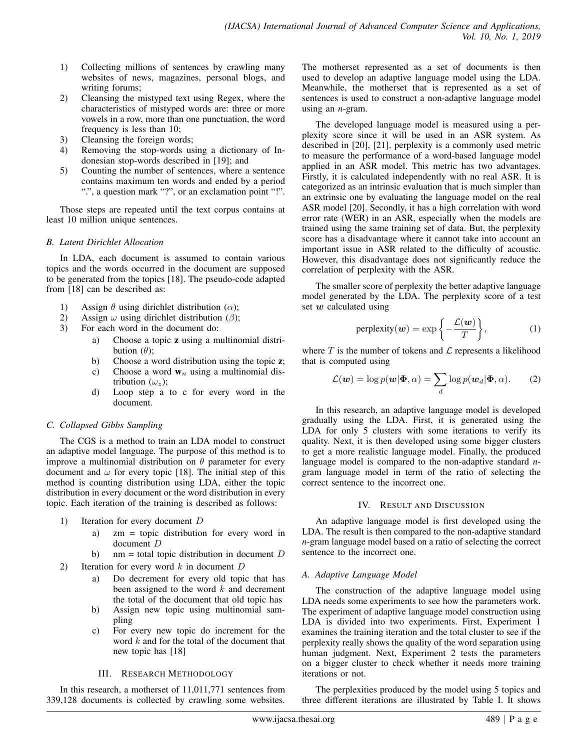1) Collecting millions of sentences by crawling many websites of news, magazines, personal blogs, and writing forums;
2) Cleansing the mistyped text using Regex, where the characteristics of mistyped words are: three or more vowels in a row, more than one punctuation, the word frequency is less than 10;
3) Cleansing the foreign words;
4) Removing the stop-words using a dictionary of Indonesian stop-words described in [19]; and
5) Counting the number of sentences, where a sentence contains maximum ten words and ended by a period ".", a question mark "?", or an exclamation point "!".

Those steps are repeated until the text corpus contains at least 10 million unique sentences.

### B. Latent Dirichlet Allocation

In LDA, each document is assumed to contain various topics and the words occurred in the document are supposed to be generated from the topics [18]. The pseudo-code adapted from [18] can be described as:

1) Assign $\theta$ using dirichlet distribution ($\alpha$);
2) Assign $\omega$ using dirichlet distribution ($\beta$);
3) For each word in the document do:
   a) Choose a topic $\mathbf{z}$ using a multinomial distribution ($\theta$);
   b) Choose a word distribution using the topic $\mathbf{z}$;
   c) Choose a word $\mathbf{w}_n$ using a multinomial distribution ($\omega_z$);
   d) Loop step a to c for every word in the document.

### C. Collapsed Gibbs Sampling

The CGS is a method to train an LDA model to construct an adaptive model language. The purpose of this method is to improve a multinomial distribution on $\theta$ parameter for every document and $\omega$ for every topic [18]. The initial step of this method is counting distribution using LDA, either the topic distribution in every document or the word distribution in every topic. Each iteration of the training is described as follows:

1) Iteration for every document $D$
   a) zm = topic distribution for every word in document $D$
   b) nm = total topic distribution in document $D$
2) Iteration for every word $k$ in document $D$
   a) Do decrement for every old topic that has been assigned to the word $k$ and decrement the total of the document that old topic has
   b) Assign new topic using multinomial sampling
   c) For every new topic do increment for the word $k$ and for the total of the document that new topic has [18]

## III. Research Methodology

In this research, a motherset of 11,011,771 sentences from 339,128 documents is collected by crawling some websites. The motherset represented as a set of documents is then used to develop an adaptive language model using the LDA. Meanwhile, the motherset that is represented as a set of sentences is used to construct a non-adaptive language model using an *n*-gram.

The developed language model is measured using a perplexity score since it will be used in an ASR system. As described in [20], [21], perplexity is a commonly used metric to measure the performance of a word-based language model applied in an ASR model. This metric has two advantages. Firstly, it is calculated independently with no real ASR. It is categorized as an intrinsic evaluation that is much simpler than an extrinsic one by evaluating the language model on the real ASR model [20]. Secondly, it has a high correlation with word error rate (WER) in an ASR, especially when the models are trained using the same training set of data. But, the perplexity score has a disadvantage where it cannot take into account an important issue in ASR related to the difficulty of acoustic. However, this disadvantage does not significantly reduce the correlation of perplexity with the ASR.

The smaller score of perplexity the better adaptive language model generated by the LDA. The perplexity score of a test set $\boldsymbol{w}$ calculated using

$$\text{perplexity}(\boldsymbol{w}) = \exp\left\{-\frac{\mathcal{L}(\boldsymbol{w})}{T}\right\}, \quad (1)$$

where $T$ is the number of tokens and $\mathcal{L}$ represents a likelihood that is computed using

$$\mathcal{L}(\boldsymbol{w}) = \log p(\boldsymbol{w}|\boldsymbol{\Phi}, \alpha) = \sum_{d} \log p(\boldsymbol{w}_d|\boldsymbol{\Phi}, \alpha). \quad (2)$$

In this research, an adaptive language model is developed gradually using the LDA. First, it is generated using the LDA for only 5 clusters with some iterations to verify its quality. Next, it is then developed using some bigger clusters to get a more realistic language model. Finally, the produced language model is compared to the non-adaptive standard *n*-gram language model in term of the ratio of selecting the correct sentence to the incorrect one.

## IV. Result and Discussion

An adaptive language model is first developed using the LDA. The result is then compared to the non-adaptive standard *n*-gram language model based on a ratio of selecting the correct sentence to the incorrect one.

### A. Adaptive Language Model

The construction of the adaptive language model using LDA needs some experiments to see how the parameters work. The experiment of adaptive language model construction using LDA is divided into two experiments. First, Experiment 1 examines the training iteration and the total cluster to see if the perplexity really shows the quality of the word separation using human judgment. Next, Experiment 2 tests the parameters on a bigger cluster to check whether it needs more training iterations or not.

The perplexities produced by the model using 5 topics and three different iterations are illustrated by Table I. It shows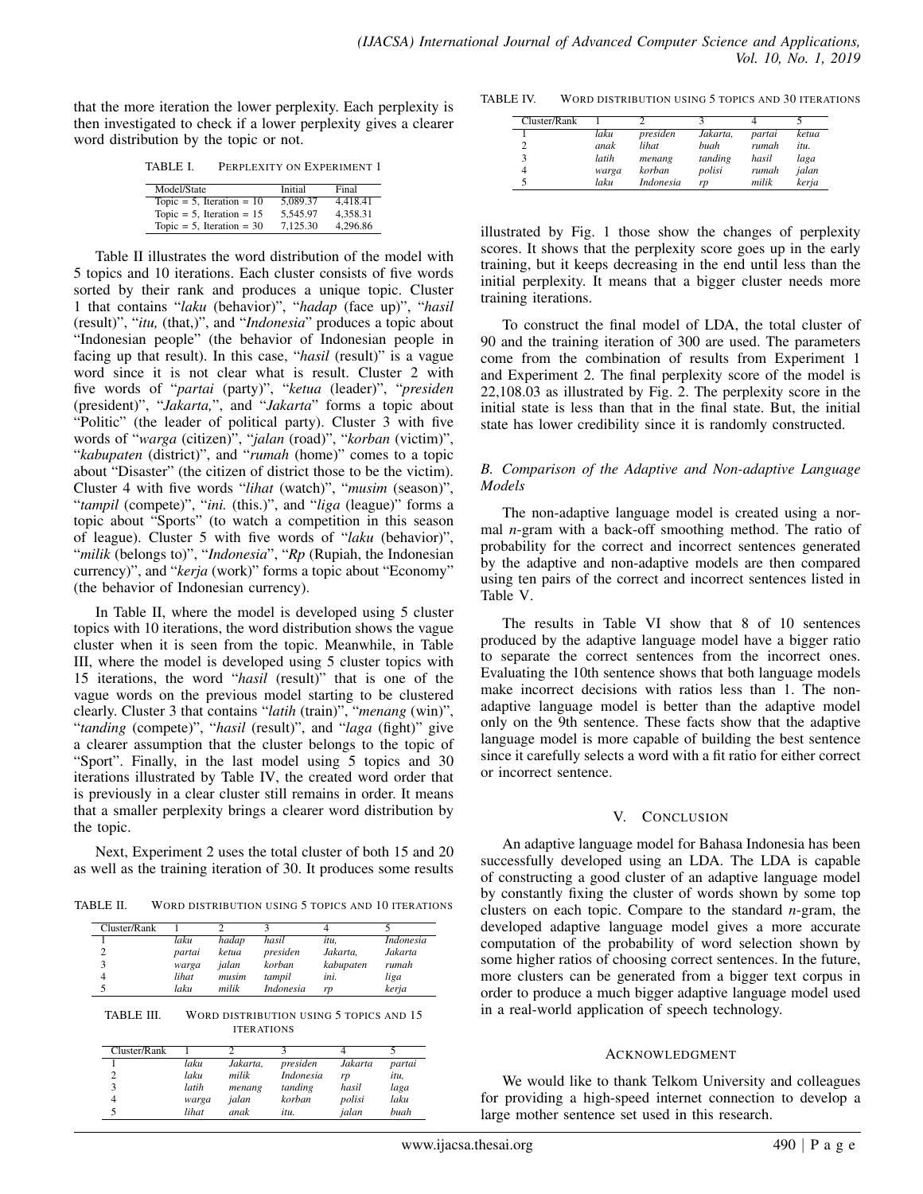that the more iteration the lower perplexity. Each perplexity is then investigated to check if a lower perplexity gives a clearer word distribution by the topic or not.

TABLE I. PERPLEXITY ON EXPERIMENT 1

| Model/State | Initial | Final |
|---|---|---|
| Topic = 5, Iteration = 10 | 5,089.37 | 4,418.41 |
| Topic = 5, Iteration = 15 | 5,545.97 | 4,358.31 |
| Topic = 5, Iteration = 30 | 7,125.30 | 4,296.86 |

Table II illustrates the word distribution of the model with 5 topics and 10 iterations. Each cluster consists of five words sorted by their rank and produces a unique topic. Cluster 1 that contains "*laku* (behavior)", "*hadap* (face up)", "*hasil* (result)", "*itu,* (that,)", and "*Indonesia*" produces a topic about "Indonesian people" (the behavior of Indonesian people in facing up that result). In this case, "*hasil* (result)" is a vague word since it is not clear what is result. Cluster 2 with five words of "*partai* (party)", "*ketua* (leader)", "*presiden* (president)", "*Jakarta,*", and "*Jakarta*" forms a topic about "Politic" (the leader of political party). Cluster 3 with five words of "*warga* (citizen)", "*jalan* (road)", "*korban* (victim)", "*kabupaten* (district)", and "*rumah* (home)" comes to a topic about "Disaster" (the citizen of district those to be the victim). Cluster 4 with five words "*lihat* (watch)", "*musim* (season)", "*tampil* (compete)", "*ini.* (this.)", and "*liga* (league)" forms a topic about "Sports" (to watch a competition in this season of league). Cluster 5 with five words of "*laku* (behavior)", "*milik* (belongs to)", "*Indonesia*", "*Rp* (Rupiah, the Indonesian currency)", and "*kerja* (work)" forms a topic about "Economy" (the behavior of Indonesian currency).

In Table II, where the model is developed using 5 cluster topics with 10 iterations, the word distribution shows the vague cluster when it is seen from the topic. Meanwhile, in Table III, where the model is developed using 5 cluster topics with 15 iterations, the word "*hasil* (result)" that is one of the vague words on the previous model starting to be clustered clearly. Cluster 3 that contains "*latih* (train)", "*menang* (win)", "*tanding* (compete)", "*hasil* (result)", and "*laga* (fight)" give a clearer assumption that the cluster belongs to the topic of "Sport". Finally, in the last model using 5 topics and 30 iterations illustrated by Table IV, the created word order that is previously in a clear cluster still remains in order. It means that a smaller perplexity brings a clearer word distribution by the topic.

Next, Experiment 2 uses the total cluster of both 15 and 20 as well as the training iteration of 30. It produces some results

TABLE II. WORD DISTRIBUTION USING 5 TOPICS AND 10 ITERATIONS

| Cluster/Rank | 1 | 2 | 3 | 4 | 5 |
|---|---|---|---|---|---|
| 1 | *laku* | *hadap* | *hasil* | *itu,* | *Indonesia* |
| 2 | *partai* | *ketua* | *presiden* | *Jakarta,* | *Jakarta* |
| 3 | *warga* | *jalan* | *korban* | *kabupaten* | *rumah* |
| 4 | *lihat* | *musim* | *tampil* | *ini.* | *liga* |
| 5 | *laku* | *milik* | *Indonesia* | *rp* | *kerja* |

TABLE III. WORD DISTRIBUTION USING 5 TOPICS AND 15 ITERATIONS

| Cluster/Rank | 1 | 2 | 3 | 4 | 5 |
|---|---|---|---|---|---|
| 1 | *laku* | *Jakarta,* | *presiden* | *Jakarta* | *partai* |
| 2 | *laku* | *milik* | *Indonesia* | *rp* | *itu,* |
| 3 | *latih* | *menang* | *tanding* | *hasil* | *laga* |
| 4 | *warga* | *jalan* | *korban* | *polisi* | *laku* |
| 5 | *lihat* | *anak* | *itu.* | *jalan* | *buah* |

TABLE IV. WORD DISTRIBUTION USING 5 TOPICS AND 30 ITERATIONS

| Cluster/Rank | 1 | 2 | 3 | 4 | 5 |
|---|---|---|---|---|---|
| 1 | *laku* | *presiden* | *Jakarta,* | *partai* | *ketua* |
| 2 | *anak* | *lihat* | *buah* | *rumah* | *itu.* |
| 3 | *latih* | *menang* | *tanding* | *hasil* | *laga* |
| 4 | *warga* | *korban* | *polisi* | *rumah* | *jalan* |
| 5 | *laku* | *Indonesia* | *rp* | *milik* | *kerja* |

illustrated by Fig. 1 those show the changes of perplexity scores. It shows that the perplexity score goes up in the early training, but it keeps decreasing in the end until less than the initial perplexity. It means that a bigger cluster needs more training iterations.

To construct the final model of LDA, the total cluster of 90 and the training iteration of 300 are used. The parameters come from the combination of results from Experiment 1 and Experiment 2. The final perplexity score of the model is 22,108.03 as illustrated by Fig. 2. The perplexity score in the initial state is less than that in the final state. But, the initial state has lower credibility since it is randomly constructed.

### *B. Comparison of the Adaptive and Non-adaptive Language Models*

The non-adaptive language model is created using a normal $n$-gram with a back-off smoothing method. The ratio of probability for the correct and incorrect sentences generated by the adaptive and non-adaptive models are then compared using ten pairs of the correct and incorrect sentences listed in Table V.

The results in Table VI show that 8 of 10 sentences produced by the adaptive language model have a bigger ratio to separate the correct sentences from the incorrect ones. Evaluating the 10th sentence shows that both language models make incorrect decisions with ratios less than 1. The non-adaptive language model is better than the adaptive model only on the 9th sentence. These facts show that the adaptive language model is more capable of building the best sentence since it carefully selects a word with a fit ratio for either correct or incorrect sentence.

## V. CONCLUSION

An adaptive language model for Bahasa Indonesia has been successfully developed using an LDA. The LDA is capable of constructing a good cluster of an adaptive language model by constantly fixing the cluster of words shown by some top clusters on each topic. Compare to the standard $n$-gram, the developed adaptive language model gives a more accurate computation of the probability of word selection shown by some higher ratios of choosing correct sentences. In the future, more clusters can be generated from a bigger text corpus in order to produce a much bigger adaptive language model used in a real-world application of speech technology.

## ACKNOWLEDGMENT

We would like to thank Telkom University and colleagues for providing a high-speed internet connection to develop a large mother sentence set used in this research.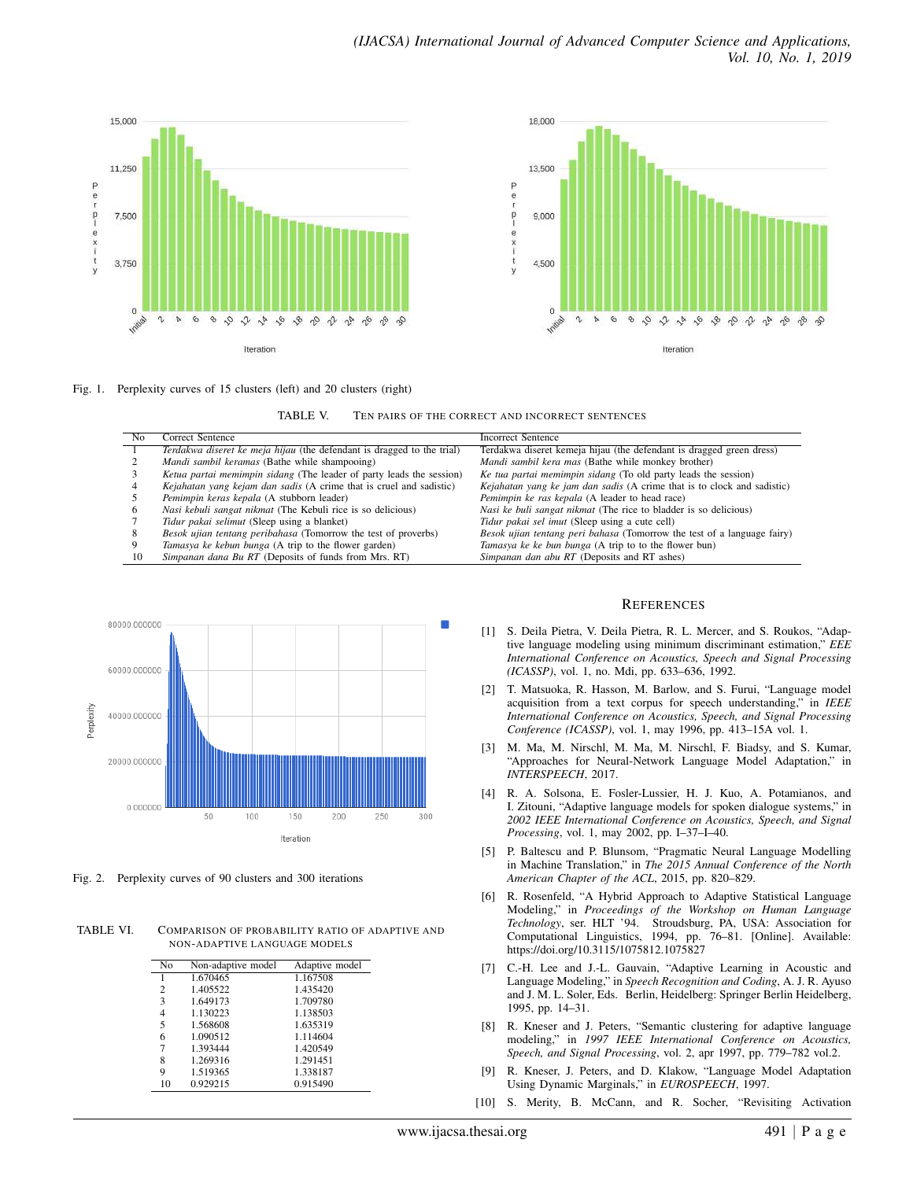Fig. 1. Perplexity curves of 15 clusters (left) and 20 clusters (right)

TABLE V. TEN PAIRS OF THE CORRECT AND INCORRECT SENTENCES

| No | Correct Sentence | Incorrect Sentence |
|---|---|---|
| 1 | *Terdakwa diseret ke meja hijau* (the defendant is dragged to the trial) | Terdakwa diseret kemeja hijau (the defendant is dragged green dress) |
| 2 | *Mandi sambil keramas* (Bathe while shampooing) | *Mandi sambil kera mas* (Bathe while monkey brother) |
| 3 | *Ketua partai memimpin sidang* (The leader of party leads the session) | *Ke tua partai memimpin sidang* (To old party leads the session) |
| 4 | *Kejahatan yang kejam dan sadis* (A crime that is cruel and sadistic) | *Kejahatan yang ke jam dan sadis* (A crime that is to clock and sadistic) |
| 5 | *Pemimpin keras kepala* (A stubborn leader) | *Pemimpin ke ras kepala* (A leader to head race) |
| 6 | *Nasi kebuli sangat nikmat* (The Kebuli rice is so delicious) | *Nasi ke buli sangat nikmat* (The rice to bladder is so delicious) |
| 7 | *Tidur pakai selimut* (Sleep using a blanket) | *Tidur pakai sel imut* (Sleep using a cute cell) |
| 8 | *Besok ujian tentang peribahasa* (Tomorrow the test of proverbs) | *Besok ujian tentang peri bahasa* (Tomorrow the test of a language fairy) |
| 9 | *Tamasya ke kebun bunga* (A trip to the flower garden) | *Tamasya ke ke bun bunga* (A trip to to the flower bun) |
| 10 | *Simpanan dana Bu RT* (Deposits of funds from Mrs. RT) | *Simpanan dan abu RT* (Deposits and RT ashes) |

Fig. 2. Perplexity curves of 90 clusters and 300 iterations

TABLE VI. COMPARISON OF PROBABILITY RATIO OF ADAPTIVE AND NON-ADAPTIVE LANGUAGE MODELS

| No | Non-adaptive model | Adaptive model |
|---|---|---|
| 1 | 1.670465 | 1.167508 |
| 2 | 1.405522 | 1.435420 |
| 3 | 1.649173 | 1.709780 |
| 4 | 1.130223 | 1.138503 |
| 5 | 1.568608 | 1.635319 |
| 6 | 1.090512 | 1.114604 |
| 7 | 1.393444 | 1.420549 |
| 8 | 1.269316 | 1.291451 |
| 9 | 1.519365 | 1.338187 |
| 10 | 0.929215 | 0.915490 |

## REFERENCES

[1] S. Deila Pietra, V. Deila Pietra, R. L. Mercer, and S. Roukos, "Adaptive language modeling using minimum discriminant estimation," *EEE International Conference on Acoustics, Speech and Signal Processing (ICASSP)*, vol. 1, no. Mdi, pp. 633–636, 1992.

[2] T. Matsuoka, R. Hasson, M. Barlow, and S. Furui, "Language model acquisition from a text corpus for speech understanding," in *IEEE International Conference on Acoustics, Speech, and Signal Processing Conference (ICASSP)*, vol. 1, may 1996, pp. 413–15A vol. 1.

[3] M. Ma, M. Nirschl, M. Ma, M. Nirschl, F. Biadsy, and S. Kumar, "Approaches for Neural-Network Language Model Adaptation," in *INTERSPEECH*, 2017.

[4] R. A. Solsona, E. Fosler-Lussier, H. J. Kuo, A. Potamianos, and I. Zitouni, "Adaptive language models for spoken dialogue systems," in *2002 IEEE International Conference on Acoustics, Speech, and Signal Processing*, vol. 1, may 2002, pp. I–37–I–40.

[5] P. Baltescu and P. Blunsom, "Pragmatic Neural Language Modelling in Machine Translation," in *The 2015 Annual Conference of the North American Chapter of the ACL*, 2015, pp. 820–829.

[6] R. Rosenfeld, "A Hybrid Approach to Adaptive Statistical Language Modeling," in *Proceedings of the Workshop on Human Language Technology*, ser. HLT '94. Stroudsburg, PA, USA: Association for Computational Linguistics, 1994, pp. 76–81. [Online]. Available: https://doi.org/10.3115/1075812.1075827

[7] C.-H. Lee and J.-L. Gauvain, "Adaptive Learning in Acoustic and Language Modeling," in *Speech Recognition and Coding*, A. J. R. Ayuso and J. M. L. Soler, Eds. Berlin, Heidelberg: Springer Berlin Heidelberg, 1995, pp. 14–31.

[8] R. Kneser and J. Peters, "Semantic clustering for adaptive language modeling," in *1997 IEEE International Conference on Acoustics, Speech, and Signal Processing*, vol. 2, apr 1997, pp. 779–782 vol.2.

[9] R. Kneser, J. Peters, and D. Klakow, "Language Model Adaptation Using Dynamic Marginals," in *EUROSPEECH*, 1997.

[10] S. Merity, B. McCann, and R. Socher, "Revisiting Activation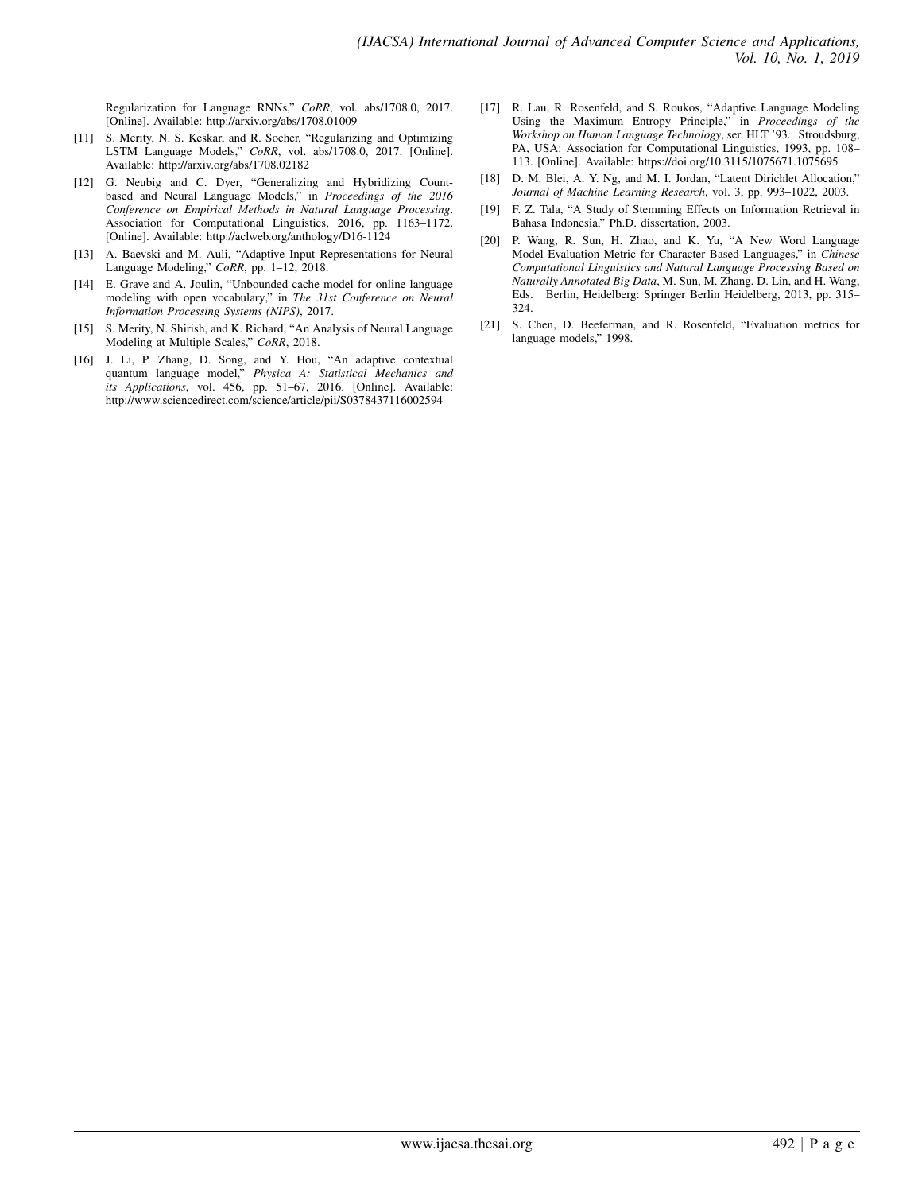Regularization for Language RNNs," *CoRR*, vol. abs/1708.0, 2017. [Online]. Available: http://arxiv.org/abs/1708.01009

[11] S. Merity, N. S. Keskar, and R. Socher, "Regularizing and Optimizing LSTM Language Models," *CoRR*, vol. abs/1708.0, 2017. [Online]. Available: http://arxiv.org/abs/1708.02182

[12] G. Neubig and C. Dyer, "Generalizing and Hybridizing Count-based and Neural Language Models," in *Proceedings of the 2016 Conference on Empirical Methods in Natural Language Processing*. Association for Computational Linguistics, 2016, pp. 1163–1172. [Online]. Available: http://aclweb.org/anthology/D16-1124

[13] A. Baevski and M. Auli, "Adaptive Input Representations for Neural Language Modeling," *CoRR*, pp. 1–12, 2018.

[14] E. Grave and A. Joulin, "Unbounded cache model for online language modeling with open vocabulary," in *The 31st Conference on Neural Information Processing Systems (NIPS)*, 2017.

[15] S. Merity, N. Shirish, and K. Richard, "An Analysis of Neural Language Modeling at Multiple Scales," *CoRR*, 2018.

[16] J. Li, P. Zhang, D. Song, and Y. Hou, "An adaptive contextual quantum language model," *Physica A: Statistical Mechanics and its Applications*, vol. 456, pp. 51–67, 2016. [Online]. Available: http://www.sciencedirect.com/science/article/pii/S0378437116002594

[17] R. Lau, R. Rosenfeld, and S. Roukos, "Adaptive Language Modeling Using the Maximum Entropy Principle," in *Proceedings of the Workshop on Human Language Technology*, ser. HLT '93. Stroudsburg, PA, USA: Association for Computational Linguistics, 1993, pp. 108–113. [Online]. Available: https://doi.org/10.3115/1075671.1075695

[18] D. M. Blei, A. Y. Ng, and M. I. Jordan, "Latent Dirichlet Allocation," *Journal of Machine Learning Research*, vol. 3, pp. 993–1022, 2003.

[19] F. Z. Tala, "A Study of Stemming Effects on Information Retrieval in Bahasa Indonesia," Ph.D. dissertation, 2003.

[20] P. Wang, R. Sun, H. Zhao, and K. Yu, "A New Word Language Model Evaluation Metric for Character Based Languages," in *Chinese Computational Linguistics and Natural Language Processing Based on Naturally Annotated Big Data*, M. Sun, M. Zhang, D. Lin, and H. Wang, Eds. Berlin, Heidelberg: Springer Berlin Heidelberg, 2013, pp. 315–324.

[21] S. Chen, D. Beeferman, and R. Rosenfeld, "Evaluation metrics for language models," 1998.